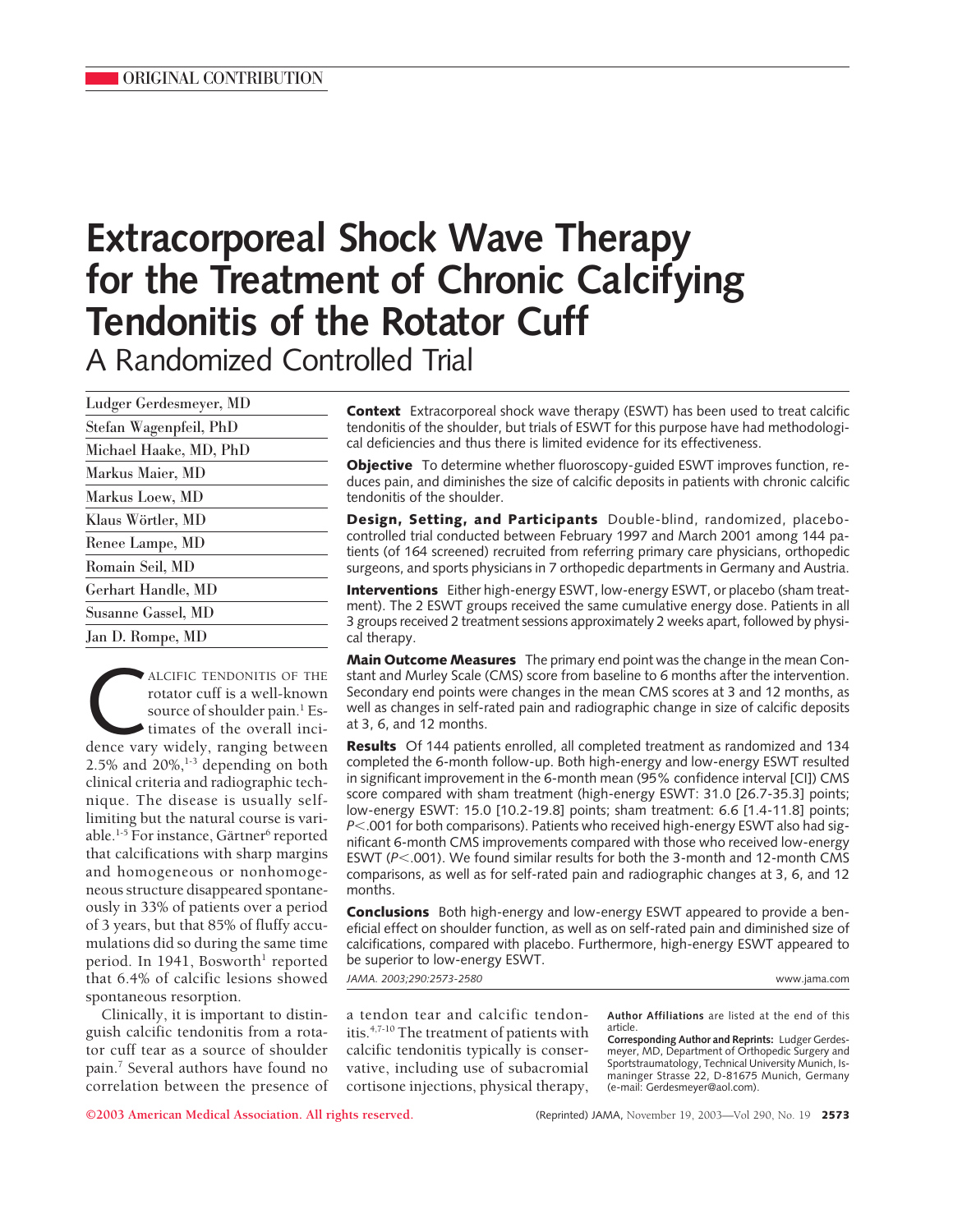ORIGINAL CONTRIBUTION

# Extracorporeal Shock Wave Therapy for the Treatment of Chronic Calcifying Tendonitis of the Rotator Cuff

## A Randomized Controlled Trial

Ludger Gerdesmeyer, MD
Stefan Wagenpfeil, PhD
Michael Haake, MD, PhD
Markus Maier, MD
Markus Loew, MD
Klaus Wörtler, MD
Renee Lampe, MD
Romain Seil, MD
Gerhart Handle, MD
Susanne Gassel, MD
Jan D. Rompe, MD

**Context** Extracorporeal shock wave therapy (ESWT) has been used to treat calcific tendonitis of the shoulder, but trials of ESWT for this purpose have had methodological deficiencies and thus there is limited evidence for its effectiveness.

**Objective** To determine whether fluoroscopy-guided ESWT improves function, reduces pain, and diminishes the size of calcific deposits in patients with chronic calcific tendonitis of the shoulder.

**Design, Setting, and Participants** Double-blind, randomized, placebo-controlled trial conducted between February 1997 and March 2001 among 144 patients (of 164 screened) recruited from referring primary care physicians, orthopedic surgeons, and sports physicians in 7 orthopedic departments in Germany and Austria.

**Interventions** Either high-energy ESWT, low-energy ESWT, or placebo (sham treatment). The 2 ESWT groups received the same cumulative energy dose. Patients in all 3 groups received 2 treatment sessions approximately 2 weeks apart, followed by physical therapy.

**Main Outcome Measures** The primary end point was the change in the mean Constant and Murley Scale (CMS) score from baseline to 6 months after the intervention. Secondary end points were changes in the mean CMS scores at 3 and 12 months, as well as changes in self-rated pain and radiographic change in size of calcific deposits at 3, 6, and 12 months.

**Results** Of 144 patients enrolled, all completed treatment as randomized and 134 completed the 6-month follow-up. Both high-energy and low-energy ESWT resulted in significant improvement in the 6-month mean (95% confidence interval [CI]) CMS score compared with sham treatment (high-energy ESWT: 31.0 [26.7-35.3] points; low-energy ESWT: 15.0 [10.2-19.8] points; sham treatment: 6.6 [1.4-11.8] points; $P<.001$ for both comparisons). Patients who received high-energy ESWT also had significant 6-month CMS improvements compared with those who received low-energy ESWT ($P<.001$). We found similar results for both the 3-month and 12-month CMS comparisons, as well as for self-rated pain and radiographic changes at 3, 6, and 12 months.

**Conclusions** Both high-energy and low-energy ESWT appeared to provide a beneficial effect on shoulder function, as well as on self-rated pain and diminished size of calcifications, compared with placebo. Furthermore, high-energy ESWT appeared to be superior to low-energy ESWT.

*JAMA. 2003;290:2573-2580* www.jama.com

Calcific tendonitis of the rotator cuff is a well-known source of shoulder pain.[1] Estimates of the overall incidence vary widely, ranging between 2.5% and 20%,[1-3] depending on both clinical criteria and radiographic technique. The disease is usually self-limiting but the natural course is variable.[1-5] For instance, Gärtner[6] reported that calcifications with sharp margins and homogeneous or nonhomogeneous structure disappeared spontaneously in 33% of patients over a period of 3 years, but that 85% of fluffy accumulations did so during the same time period. In 1941, Bosworth[1] reported that 6.4% of calcific lesions showed spontaneous resorption.

Clinically, it is important to distinguish calcific tendonitis from a rotator cuff tear as a source of shoulder pain.[7] Several authors have found no correlation between the presence of a tendon tear and calcific tendonitis.[4,7-10] The treatment of patients with calcific tendonitis typically is conservative, including use of subacromial cortisone injections, physical therapy,

**Author Affiliations** are listed at the end of this article.

**Corresponding Author and Reprints:** Ludger Gerdesmeyer, MD, Department of Orthopedic Surgery and Sportstraumatology, Technical University Munich, Ismaninger Strasse 22, D-81675 Munich, Germany (e-mail: Gerdesmeyer@aol.com).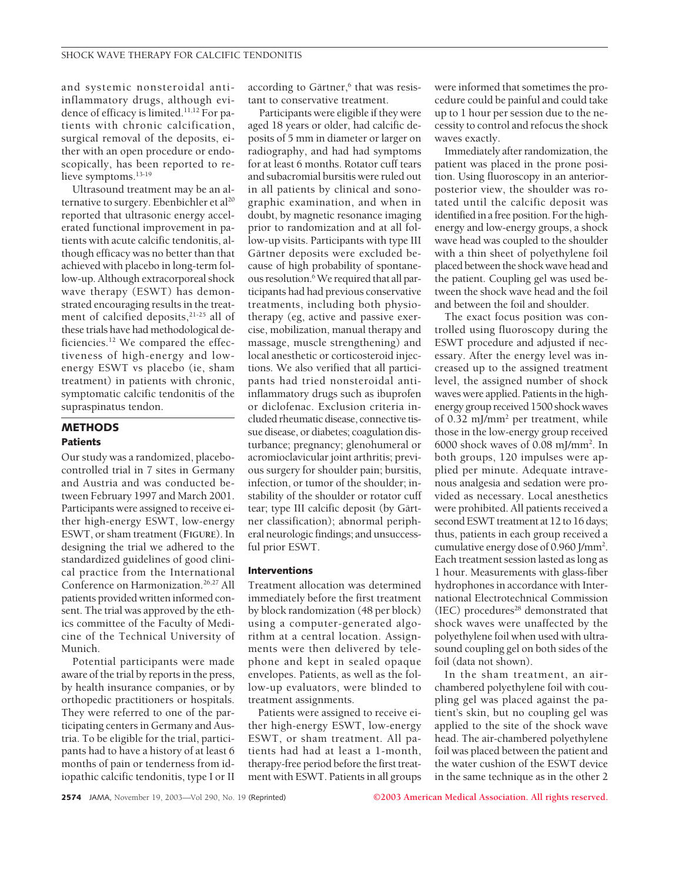and systemic nonsteroidal anti-inflammatory drugs, although evidence of efficacy is limited.[11,12] For patients with chronic calcification, surgical removal of the deposits, either with an open procedure or endoscopically, has been reported to relieve symptoms.[13-19]

Ultrasound treatment may be an alternative to surgery. Ebenbichler et al[20] reported that ultrasonic energy accelerated functional improvement in patients with acute calcific tendonitis, although efficacy was no better than that achieved with placebo in long-term follow-up. Although extracorporeal shock wave therapy (ESWT) has demonstrated encouraging results in the treatment of calcified deposits,[21-25] all of these trials have had methodological deficiencies.[12] We compared the effectiveness of high-energy and low-energy ESWT vs placebo (ie, sham treatment) in patients with chronic, symptomatic calcific tendonitis of the supraspinatus tendon.

## METHODS

### Patients

Our study was a randomized, placebo-controlled trial in 7 sites in Germany and Austria and was conducted between February 1997 and March 2001. Participants were assigned to receive either high-energy ESWT, low-energy ESWT, or sham treatment (**FIGURE**). In designing the trial we adhered to the standardized guidelines of good clinical practice from the International Conference on Harmonization.[26,27] All patients provided written informed consent. The trial was approved by the ethics committee of the Faculty of Medicine of the Technical University of Munich.

Potential participants were made aware of the trial by reports in the press, by health insurance companies, or by orthopedic practitioners or hospitals. They were referred to one of the participating centers in Germany and Austria. To be eligible for the trial, participants had to have a history of at least 6 months of pain or tenderness from idiopathic calcific tendonitis, type I or II according to Gärtner,[6] that was resistant to conservative treatment.

Participants were eligible if they were aged 18 years or older, had calcific deposits of 5 mm in diameter or larger on radiography, and had had symptoms for at least 6 months. Rotator cuff tears and subacromial bursitis were ruled out in all patients by clinical and sonographic examination, and when in doubt, by magnetic resonance imaging prior to randomization and at all follow-up visits. Participants with type III Gärtner deposits were excluded because of high probability of spontaneous resolution.[6] We required that all participants had had previous conservative treatments, including both physiotherapy (eg, active and passive exercise, mobilization, manual therapy and massage, muscle strengthening) and local anesthetic or corticosteroid injections. We also verified that all participants had tried nonsteroidal anti-inflammatory drugs such as ibuprofen or diclofenac. Exclusion criteria included rheumatic disease, connective tissue disease, or diabetes; coagulation disturbance; pregnancy; glenohumeral or acromioclavicular joint arthritis; previous surgery for shoulder pain; bursitis, infection, or tumor of the shoulder; instability of the shoulder or rotator cuff tear; type III calcific deposit (by Gärtner classification); abnormal peripheral neurologic findings; and unsuccessful prior ESWT.

### Interventions

Treatment allocation was determined immediately before the first treatment by block randomization (48 per block) using a computer-generated algorithm at a central location. Assignments were then delivered by telephone and kept in sealed opaque envelopes. Patients, as well as the follow-up evaluators, were blinded to treatment assignments.

Patients were assigned to receive either high-energy ESWT, low-energy ESWT, or sham treatment. All patients had had at least a 1-month, therapy-free period before the first treatment with ESWT. Patients in all groups were informed that sometimes the procedure could be painful and could take up to 1 hour per session due to the necessity to control and refocus the shock waves exactly.

Immediately after randomization, the patient was placed in the prone position. Using fluoroscopy in an anterior-posterior view, the shoulder was rotated until the calcific deposit was identified in a free position. For the high-energy and low-energy groups, a shock wave head was coupled to the shoulder with a thin sheet of polyethylene foil placed between the shock wave head and the patient. Coupling gel was used between the shock wave head and the foil and between the foil and shoulder.

The exact focus position was controlled using fluoroscopy during the ESWT procedure and adjusted if necessary. After the energy level was increased up to the assigned treatment level, the assigned number of shock waves were applied. Patients in the high-energy group received 1500 shock waves of 0.32 mJ/mm$^2$ per treatment, while those in the low-energy group received 6000 shock waves of 0.08 mJ/mm$^2$. In both groups, 120 impulses were applied per minute. Adequate intravenous analgesia and sedation were provided as necessary. Local anesthetics were prohibited. All patients received a second ESWT treatment at 12 to 16 days; thus, patients in each group received a cumulative energy dose of 0.960 J/mm$^2$. Each treatment session lasted as long as 1 hour. Measurements with glass-fiber hydrophones in accordance with International Electrotechnical Commission (IEC) procedures[28] demonstrated that shock waves were unaffected by the polyethylene foil when used with ultrasound coupling gel on both sides of the foil (data not shown).

In the sham treatment, an air-chambered polyethylene foil with coupling gel was placed against the patient's skin, but no coupling gel was applied to the site of the shock wave head. The air-chambered polyethylene foil was placed between the patient and the water cushion of the ESWT device in the same technique as in the other 2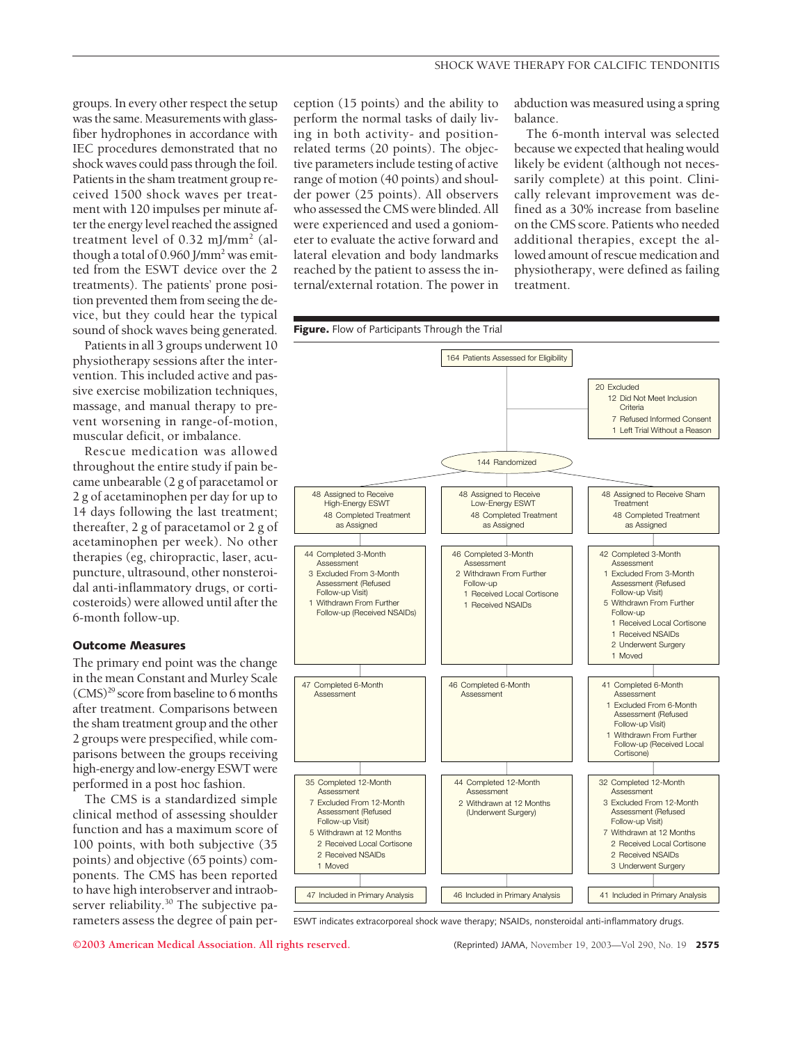groups. In every other respect the setup was the same. Measurements with glass-fiber hydrophones in accordance with IEC procedures demonstrated that no shock waves could pass through the foil. Patients in the sham treatment group received 1500 shock waves per treatment with 120 impulses per minute after the energy level reached the assigned treatment level of 0.32 mJ/mm$^2$ (although a total of 0.960 J/mm$^2$ was emitted from the ESWT device over the 2 treatments). The patients' prone position prevented them from seeing the device, but they could hear the typical sound of shock waves being generated.

Patients in all 3 groups underwent 10 physiotherapy sessions after the intervention. This included active and passive exercise mobilization techniques, massage, and manual therapy to prevent worsening in range-of-motion, muscular deficit, or imbalance.

Rescue medication was allowed throughout the entire study if pain became unbearable (2 g of paracetamol or 2 g of acetaminophen per day for up to 14 days following the last treatment; thereafter, 2 g of paracetamol or 2 g of acetaminophen per week). No other therapies (eg, chiropractic, laser, acupuncture, ultrasound, other nonsteroidal anti-inflammatory drugs, or corticosteroids) were allowed until after the 6-month follow-up.

### Outcome Measures

The primary end point was the change in the mean Constant and Murley Scale (CMS)[29] score from baseline to 6 months after treatment. Comparisons between the sham treatment group and the other 2 groups were prespecified, while comparisons between the groups receiving high-energy and low-energy ESWT were performed in a post hoc fashion.

The CMS is a standardized simple clinical method of assessing shoulder function and has a maximum score of 100 points, with both subjective (35 points) and objective (65 points) components. The CMS has been reported to have high interobserver and intraobserver reliability.[30] The subjective parameters assess the degree of pain perception (15 points) and the ability to perform the normal tasks of daily living in both activity- and position-related terms (20 points). The objective parameters include testing of active range of motion (40 points) and shoulder power (25 points). All observers who assessed the CMS were blinded. All were experienced and used a goniometer to evaluate the active forward and lateral elevation and body landmarks reached by the patient to assess the internal/external rotation. The power in abduction was measured using a spring balance.

The 6-month interval was selected because we expected that healing would likely be evident (although not necessarily complete) at this point. Clinically relevant improvement was defined as a 30% increase from baseline on the CMS score. Patients who needed additional therapies, except the allowed amount of rescue medication and physiotherapy, were defined as failing treatment.

**Figure.** Flow of Participants Through the Trial

164 Patients Assessed for Eligibility

20 Excluded
- 12 Did Not Meet Inclusion Criteria
- 7 Refused Informed Consent
- 1 Left Trial Without a Reason

144 Randomized

| High-Energy ESWT | Low-Energy ESWT | Sham Treatment |
|---|---|---|
| 48 Assigned to Receive High-Energy ESWT; 48 Completed Treatment as Assigned | 48 Assigned to Receive Low-Energy ESWT; 48 Completed Treatment as Assigned | 48 Assigned to Receive Sham Treatment; 48 Completed Treatment as Assigned |
| 44 Completed 3-Month Assessment; 3 Excluded From 3-Month Assessment (Refused Follow-up Visit); 1 Withdrawn From Further Follow-up (Received NSAIDs) | 46 Completed 3-Month Assessment; 2 Withdrawn From Further Follow-up: 1 Received Local Cortisone, 1 Received NSAIDs | 42 Completed 3-Month Assessment; 1 Excluded From 3-Month Assessment (Refused Follow-up Visit); 5 Withdrawn From Further Follow-up: 1 Received Local Cortisone, 1 Received NSAIDs, 2 Underwent Surgery, 1 Moved |
| 47 Completed 6-Month Assessment | 46 Completed 6-Month Assessment | 41 Completed 6-Month Assessment; 1 Excluded From 6-Month Assessment (Refused Follow-up Visit); 1 Withdrawn From Further Follow-up (Received Local Cortisone) |
| 35 Completed 12-Month Assessment; 7 Excluded From 12-Month Assessment (Refused Follow-up Visit); 5 Withdrawn at 12 Months: 2 Received Local Cortisone, 2 Received NSAIDs, 1 Moved | 44 Completed 12-Month Assessment; 2 Withdrawn at 12 Months (Underwent Surgery) | 32 Completed 12-Month Assessment; 3 Excluded From 12-Month Assessment (Refused Follow-up Visit); 7 Withdrawn at 12 Months: 2 Received Local Cortisone, 2 Received NSAIDs, 3 Underwent Surgery |
| 47 Included in Primary Analysis | 46 Included in Primary Analysis | 41 Included in Primary Analysis |

ESWT indicates extracorporeal shock wave therapy; NSAIDs, nonsteroidal anti-inflammatory drugs.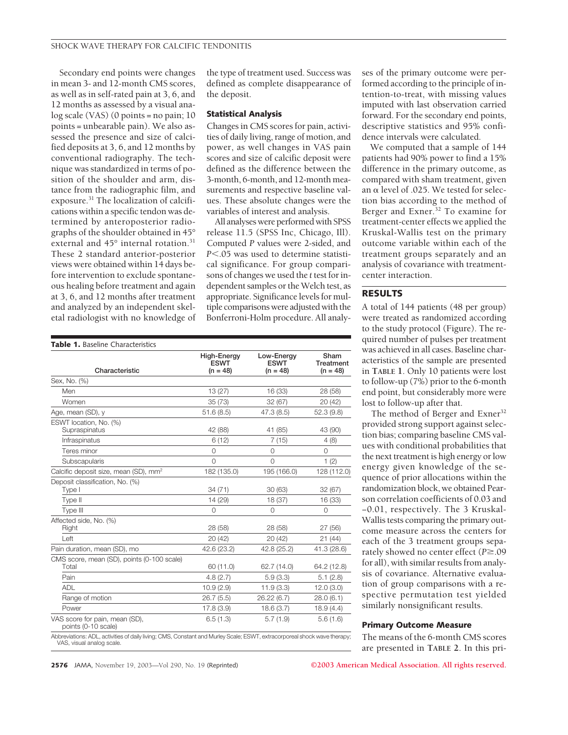Secondary end points were changes in mean 3- and 12-month CMS scores, as well as in self-rated pain at 3, 6, and 12 months as assessed by a visual analog scale (VAS) (0 points = no pain; 10 points = unbearable pain). We also assessed the presence and size of calcified deposits at 3, 6, and 12 months by conventional radiography. The technique was standardized in terms of position of the shoulder and arm, distance from the radiographic film, and exposure.[31] The localization of calcifications within a specific tendon was determined by anteroposterior radiographs of the shoulder obtained in 45° external and 45° internal rotation.[31] These 2 standard anterior-posterior views were obtained within 14 days before intervention to exclude spontaneous healing before treatment and again at 3, 6, and 12 months after treatment and analyzed by an independent skeletal radiologist with no knowledge of the type of treatment used. Success was defined as complete disappearance of the deposit.

### Statistical Analysis

Changes in CMS scores for pain, activities of daily living, range of motion, and power, as well changes in VAS pain scores and size of calcific deposit were defined as the difference between the 3-month, 6-month, and 12-month measurements and respective baseline values. These absolute changes were the variables of interest and analysis.

All analyses were performed with SPSS release 11.5 (SPSS Inc, Chicago, Ill). Computed *P* values were 2-sided, and $P<.05$ was used to determine statistical significance. For group comparisons of changes we used the *t* test for independent samples or the Welch test, as appropriate. Significance levels for multiple comparisons were adjusted with the Bonferroni-Holm procedure. All analyses of the primary outcome were performed according to the principle of intention-to-treat, with missing values imputed with last observation carried forward. For the secondary end points, descriptive statistics and 95% confidence intervals were calculated.

We computed that a sample of 144 patients had 90% power to find a 15% difference in the primary outcome, as compared with sham treatment, given an $\alpha$ level of .025. We tested for selection bias according to the method of Berger and Exner.[32] To examine for treatment-center effects we applied the Kruskal-Wallis test on the primary outcome variable within each of the treatment groups separately and an analysis of covariance with treatment-center interaction.

**Table 1.** Baseline Characteristics

| Characteristic | High-Energy ESWT (n = 48) | Low-Energy ESWT (n = 48) | Sham Treatment (n = 48) |
|---|---|---|---|
| Sex, No. (%) | | | |
| Men | 13 (27) | 16 (33) | 28 (58) |
| Women | 35 (73) | 32 (67) | 20 (42) |
| Age, mean (SD), y | 51.6 (8.5) | 47.3 (8.5) | 52.3 (9.8) |
| ESWT location, No. (%) Supraspinatus | 42 (88) | 41 (85) | 43 (90) |
| Infraspinatus | 6 (12) | 7 (15) | 4 (8) |
| Teres minor | 0 | 0 | 0 |
| Subscapularis | 0 | 0 | 1 (2) |
| Calcific deposit size, mean (SD), mm² | 182 (135.0) | 195 (166.0) | 128 (112.0) |
| Deposit classification, No. (%) Type I | 34 (71) | 30 (63) | 32 (67) |
| Type II | 14 (29) | 18 (37) | 16 (33) |
| Type III | 0 | 0 | 0 |
| Affected side, No. (%) Right | 28 (58) | 28 (58) | 27 (56) |
| Left | 20 (42) | 20 (42) | 21 (44) |
| Pain duration, mean (SD), mo | 42.6 (23.2) | 42.8 (25.2) | 41.3 (28.6) |
| CMS score, mean (SD), points (0-100 scale) Total | 60 (11.0) | 62.7 (14.0) | 64.2 (12.8) |
| Pain | 4.8 (2.7) | 5.9 (3.3) | 5.1 (2.8) |
| ADL | 10.9 (2.9) | 11.9 (3.3) | 12.0 (3.0) |
| Range of motion | 26.7 (5.5) | 26.22 (6.7) | 28.0 (6.1) |
| Power | 17.8 (3.9) | 18.6 (3.7) | 18.9 (4.4) |
| VAS score for pain, mean (SD), points (0-10 scale) | 6.5 (1.3) | 5.7 (1.9) | 5.6 (1.6) |

Abbreviations: ADL, activities of daily living; CMS, Constant and Murley Scale; ESWT, extracorporeal shock wave therapy; VAS, visual analog scale.

## RESULTS

A total of 144 patients (48 per group) were treated as randomized according to the study protocol (Figure). The required number of pulses per treatment was achieved in all cases. Baseline characteristics of the sample are presented in **TABLE 1**. Only 10 patients were lost to follow-up (7%) prior to the 6-month end point, but considerably more were lost to follow-up after that.

The method of Berger and Exner[32] provided strong support against selection bias; comparing baseline CMS values with conditional probabilities that the next treatment is high energy or low energy given knowledge of the sequence of prior allocations within the randomization block, we obtained Pearson correlation coefficients of 0.03 and −0.01, respectively. The 3 Kruskal-Wallis tests comparing the primary outcome measure across the centers for each of the 3 treatment groups separately showed no center effect ($P\geq.09$ for all), with similar results from analysis of covariance. Alternative evaluation of group comparisons with a respective permutation test yielded similarly nonsignificant results.

### Primary Outcome Measure

The means of the 6-month CMS scores are presented in **TABLE 2**. In this pri-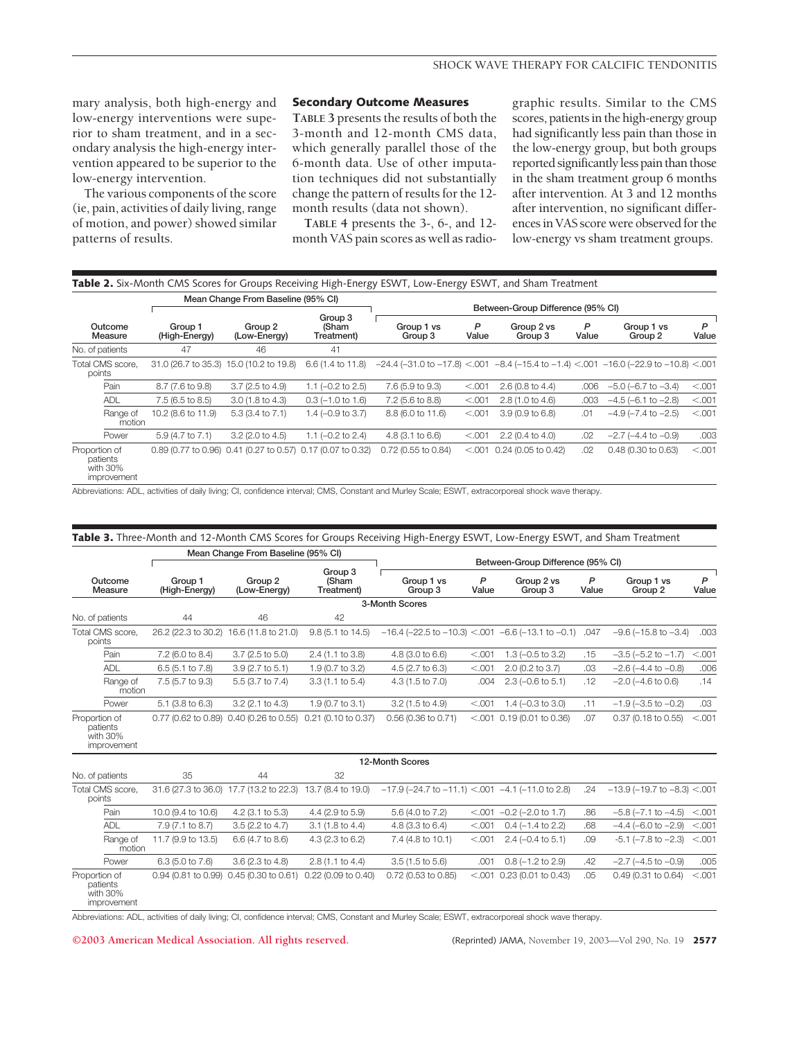mary analysis, both high-energy and low-energy interventions were superior to sham treatment, and in a secondary analysis the high-energy intervention appeared to be superior to the low-energy intervention.

The various components of the score (ie, pain, activities of daily living, range of motion, and power) showed similar patterns of results.

### Secondary Outcome Measures

**TABLE 3** presents the results of both the 3-month and 12-month CMS data, which generally parallel those of the 6-month data. Use of other imputation techniques did not substantially change the pattern of results for the 12-month results (data not shown).

**TABLE 4** presents the 3-, 6-, and 12-month VAS pain scores as well as radiographic results. Similar to the CMS scores, patients in the high-energy group had significantly less pain than those in the low-energy group, but both groups reported significantly less pain than those in the sham treatment group 6 months after intervention. At 3 and 12 months after intervention, no significant differences in VAS score were observed for the low-energy vs sham treatment groups.

**Table 2.** Six-Month CMS Scores for Groups Receiving High-Energy ESWT, Low-Energy ESWT, and Sham Treatment

| | Mean Change From Baseline (95% CI) | | | Between-Group Difference (95% CI) | | | | | |
|---|---|---|---|---|---|---|---|---|---|
| Outcome Measure | Group 1 (High-Energy) | Group 2 (Low-Energy) | Group 3 (Sham Treatment) | Group 1 vs Group 3 | *P* Value | Group 2 vs Group 3 | *P* Value | Group 1 vs Group 2 | *P* Value |
| No. of patients | 47 | 46 | 41 | | | | | | |
| Total CMS score, points | 31.0 (26.7 to 35.3) | 15.0 (10.2 to 19.8) | 6.6 (1.4 to 11.8) | −24.4 (−31.0 to −17.8) | <.001 | −8.4 (−15.4 to −1.4) | <.001 | −16.0 (−22.9 to −10.8) | <.001 |
| Pain | 8.7 (7.6 to 9.8) | 3.7 (2.5 to 4.9) | 1.1 (−0.2 to 2.5) | 7.6 (5.9 to 9.3) | <.001 | 2.6 (0.8 to 4.4) | .006 | −5.0 (−6.7 to −3.4) | <.001 |
| ADL | 7.5 (6.5 to 8.5) | 3.0 (1.8 to 4.3) | 0.3 (−1.0 to 1.6) | 7.2 (5.6 to 8.8) | <.001 | 2.8 (1.0 to 4.6) | .003 | −4.5 (−6.1 to −2.8) | <.001 |
| Range of motion | 10.2 (8.6 to 11.9) | 5.3 (3.4 to 7.1) | 1.4 (−0.9 to 3.7) | 8.8 (6.0 to 11.6) | <.001 | 3.9 (0.9 to 6.8) | .01 | −4.9 (−7.4 to −2.5) | <.001 |
| Power | 5.9 (4.7 to 7.1) | 3.2 (2.0 to 4.5) | 1.1 (−0.2 to 2.4) | 4.8 (3.1 to 6.6) | <.001 | 2.2 (0.4 to 4.0) | .02 | −2.7 (−4.4 to −0.9) | .003 |
| Proportion of patients with 30% improvement | 0.89 (0.77 to 0.96) | 0.41 (0.27 to 0.57) | 0.17 (0.07 to 0.32) | 0.72 (0.55 to 0.84) | <.001 | 0.24 (0.05 to 0.42) | .02 | 0.48 (0.30 to 0.63) | <.001 |

Abbreviations: ADL, activities of daily living; CI, confidence interval; CMS, Constant and Murley Scale; ESWT, extracorporeal shock wave therapy.

**Table 3.** Three-Month and 12-Month CMS Scores for Groups Receiving High-Energy ESWT, Low-Energy ESWT, and Sham Treatment

| | Mean Change From Baseline (95% CI) | | | Between-Group Difference (95% CI) | | | | | |
|---|---|---|---|---|---|---|---|---|---|
| Outcome Measure | Group 1 (High-Energy) | Group 2 (Low-Energy) | Group 3 (Sham Treatment) | Group 1 vs Group 3 | *P* Value | Group 2 vs Group 3 | *P* Value | Group 1 vs Group 2 | *P* Value |
| **3-Month Scores** | | | | | | | | | |
| No. of patients | 44 | 46 | 42 | | | | | | |
| Total CMS score, points | 26.2 (22.3 to 30.2) | 16.6 (11.8 to 21.0) | 9.8 (5.1 to 14.5) | −16.4 (−22.5 to −10.3) | <.001 | −6.6 (−13.1 to −0.1) | .047 | −9.6 (−15.8 to −3.4) | .003 |
| Pain | 7.2 (6.0 to 8.4) | 3.7 (2.5 to 5.0) | 2.4 (1.1 to 3.8) | 4.8 (3.0 to 6.6) | <.001 | 1.3 (−0.5 to 3.2) | .15 | −3.5 (−5.2 to −1.7) | <.001 |
| ADL | 6.5 (5.1 to 7.8) | 3.9 (2.7 to 5.1) | 1.9 (0.7 to 3.2) | 4.5 (2.7 to 6.3) | <.001 | 2.0 (0.2 to 3.7) | .03 | −2.6 (−4.4 to −0.8) | .006 |
| Range of motion | 7.5 (5.7 to 9.3) | 5.5 (3.7 to 7.4) | 3.3 (1.1 to 5.4) | 4.3 (1.5 to 7.0) | .004 | 2.3 (−0.6 to 5.1) | .12 | −2.0 (−4.6 to 0.6) | .14 |
| Power | 5.1 (3.8 to 6.3) | 3.2 (2.1 to 4.3) | 1.9 (0.7 to 3.1) | 3.2 (1.5 to 4.9) | <.001 | 1.4 (−0.3 to 3.0) | .11 | −1.9 (−3.5 to −0.2) | .03 |
| Proportion of patients with 30% improvement | 0.77 (0.62 to 0.89) | 0.40 (0.26 to 0.55) | 0.21 (0.10 to 0.37) | 0.56 (0.36 to 0.71) | <.001 | 0.19 (0.01 to 0.36) | .07 | 0.37 (0.18 to 0.55) | <.001 |
| **12-Month Scores** | | | | | | | | | |
| No. of patients | 35 | 44 | 32 | | | | | | |
| Total CMS score, points | 31.6 (27.3 to 36.0) | 17.7 (13.2 to 22.3) | 13.7 (8.4 to 19.0) | −17.9 (−24.7 to −11.1) | <.001 | −4.1 (−11.0 to 2.8) | .24 | −13.9 (−19.7 to −8.3) | <.001 |
| Pain | 10.0 (9.4 to 10.6) | 4.2 (3.1 to 5.3) | 4.4 (2.9 to 5.9) | 5.6 (4.0 to 7.2) | <.001 | −0.2 (−2.0 to 1.7) | .86 | −5.8 (−7.1 to −4.5) | <.001 |
| ADL | 7.9 (7.1 to 8.7) | 3.5 (2.2 to 4.7) | 3.1 (1.8 to 4.4) | 4.8 (3.3 to 6.4) | <.001 | 0.4 (−1.4 to 2.2) | .68 | −4.4 (−6.0 to −2.9) | <.001 |
| Range of motion | 11.7 (9.9 to 13.5) | 6.6 (4.7 to 8.6) | 4.3 (2.3 to 6.2) | 7.4 (4.8 to 10.1) | <.001 | 2.4 (−0.4 to 5.1) | .09 | -5.1 (−7.8 to −2.3) | <.001 |
| Power | 6.3 (5.0 to 7.6) | 3.6 (2.3 to 4.8) | 2.8 (1.1 to 4.4) | 3.5 (1.5 to 5.6) | .001 | 0.8 (−1.2 to 2.9) | .42 | −2.7 (−4.5 to −0.9) | .005 |
| Proportion of patients with 30% improvement | 0.94 (0.81 to 0.99) | 0.45 (0.30 to 0.61) | 0.22 (0.09 to 0.40) | 0.72 (0.53 to 0.85) | <.001 | 0.23 (0.01 to 0.43) | .05 | 0.49 (0.31 to 0.64) | <.001 |

Abbreviations: ADL, activities of daily living; CI, confidence interval; CMS, Constant and Murley Scale; ESWT, extracorporeal shock wave therapy.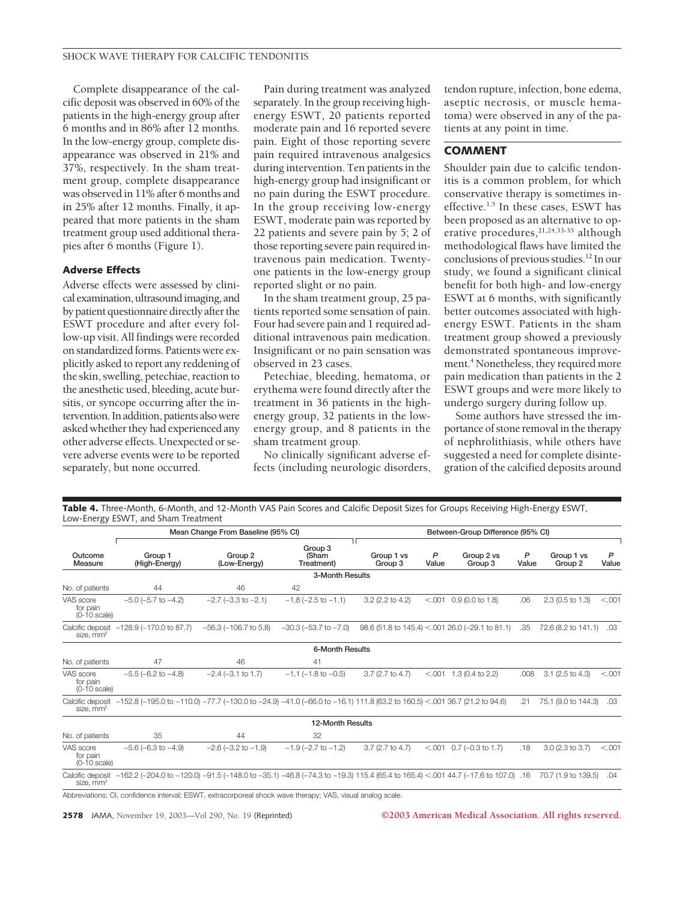Complete disappearance of the calcific deposit was observed in 60% of the patients in the high-energy group after 6 months and in 86% after 12 months. In the low-energy group, complete disappearance was observed in 21% and 37%, respectively. In the sham treatment group, complete disappearance was observed in 11% after 6 months and in 25% after 12 months. Finally, it appeared that more patients in the sham treatment group used additional therapies after 6 months (Figure 1).

### Adverse Effects

Adverse effects were assessed by clinical examination, ultrasound imaging, and by patient questionnaire directly after the ESWT procedure and after every follow-up visit. All findings were recorded on standardized forms. Patients were explicitly asked to report any reddening of the skin, swelling, petechiae, reaction to the anesthetic used, bleeding, acute bursitis, or syncope occurring after the intervention. In addition, patients also were asked whether they had experienced any other adverse effects. Unexpected or severe adverse events were to be reported separately, but none occurred.

Pain during treatment was analyzed separately. In the group receiving high-energy ESWT, 20 patients reported moderate pain and 16 reported severe pain. Eight of those reporting severe pain required intravenous analgesics during intervention. Ten patients in the high-energy group had insignificant or no pain during the ESWT procedure. In the group receiving low-energy ESWT, moderate pain was reported by 22 patients and severe pain by 5; 2 of those reporting severe pain required intravenous pain medication. Twenty-one patients in the low-energy group reported slight or no pain.

In the sham treatment group, 25 patients reported some sensation of pain. Four had severe pain and 1 required additional intravenous pain medication. Insignificant or no pain sensation was observed in 23 cases.

Petechiae, bleeding, hematoma, or erythema were found directly after the treatment in 36 patients in the high-energy group, 32 patients in the low-energy group, and 8 patients in the sham treatment group.

No clinically significant adverse effects (including neurologic disorders, tendon rupture, infection, bone edema, aseptic necrosis, or muscle hematoma) were observed in any of the patients at any point in time.

## COMMENT

Shoulder pain due to calcific tendonitis is a common problem, for which conservative therapy is sometimes ineffective.[1,5] In these cases, ESWT has been proposed as an alternative to operative procedures,[21,24,33-35] although methodological flaws have limited the conclusions of previous studies.[12] In our study, we found a significant clinical benefit for both high- and low-energy ESWT at 6 months, with significantly better outcomes associated with high-energy ESWT. Patients in the sham treatment group showed a previously demonstrated spontaneous improvement.[4] Nonetheless, they required more pain medication than patients in the 2 ESWT groups and were more likely to undergo surgery during follow up.

Some authors have stressed the importance of stone removal in the therapy of nephrolithiasis, while others have suggested a need for complete disintegration of the calcified deposits around

**Table 4.** Three-Month, 6-Month, and 12-Month VAS Pain Scores and Calcific Deposit Sizes for Groups Receiving High-Energy ESWT, Low-Energy ESWT, and Sham Treatment

| | Mean Change From Baseline (95% CI) | | | Between-Group Difference (95% CI) | | | | | |
|---|---|---|---|---|---|---|---|---|---|
| Outcome Measure | Group 1 (High-Energy) | Group 2 (Low-Energy) | Group 3 (Sham Treatment) | Group 1 vs Group 3 | *P* Value | Group 2 vs Group 3 | *P* Value | Group 1 vs Group 2 | *P* Value |
| **3-Month Results** | | | | | | | | | |
| No. of patients | 44 | 46 | 42 | | | | | | |
| VAS score for pain (0-10 scale) | −5.0 (−5.7 to −4.2) | −2.7 (−3.3 to −2.1) | −1.8 (−2.5 to −1.1) | 3.2 (2.2 to 4.2) | <.001 | 0.9 (0.0 to 1.8) | .06 | 2.3 (0.5 to 1.3) | <.001 |
| Calcific deposit size, mm² | −128.9 (−170.0 to 87.7) | −56.3 (−106.7 to 5.8) | −30.3 (−53.7 to −7.0) | 98.6 (51.8 to 145.4) | <.001 | 26.0 (−29.1 to 81.1) | .35 | 72.6 (8.2 to 141.1) | .03 |
| **6-Month Results** | | | | | | | | | |
| No. of patients | 47 | 46 | 41 | | | | | | |
| VAS score for pain (0-10 scale) | −5.5 (−6.2 to −4.8) | −2.4 (−3.1 to 1.7) | −1.1 (−1.8 to −0.5) | 3.7 (2.7 to 4.7) | <.001 | 1.3 (0.4 to 2.2) | .008 | 3.1 (2.5 to 4.3) | <.001 |
| Calcific deposit size, mm² | −152.8 (−195.0 to −110.0) | −77.7 (−130.0 to −24.9) | −41.0 (−66.0 to −16.1) | 111.8 (63.2 to 160.5) | <.001 | 36.7 (21.2 to 94.6) | .21 | 75.1 (9.0 to 144.3) | .03 |
| **12-Month Results** | | | | | | | | | |
| No. of patients | 35 | 44 | 32 | | | | | | |
| VAS score for pain (0-10 scale) | −5.6 (−6.3 to −4.9) | −2.6 (−3.2 to −1.9) | −1.9 (−2.7 to −1.2) | 3.7 (2.7 to 4.7) | <.001 | 0.7 (−0.3 to 1.7) | .18 | 3.0 (2.3 to 3.7) | <.001 |
| Calcific deposit size, mm² | −162.2 (−204.0 to −120.0) | −91.5 (−148.0 to −35.1) | −46.8 (−74.3 to −19.3) | 115.4 (65.4 to 165.4) | <.001 | 44.7 (−17.6 to 107.0) | .16 | 70.7 (1.9 to 139.5) | .04 |

Abbreviations: CI, confidence interval; ESWT, extracorporeal shock wave therapy; VAS, visual analog scale.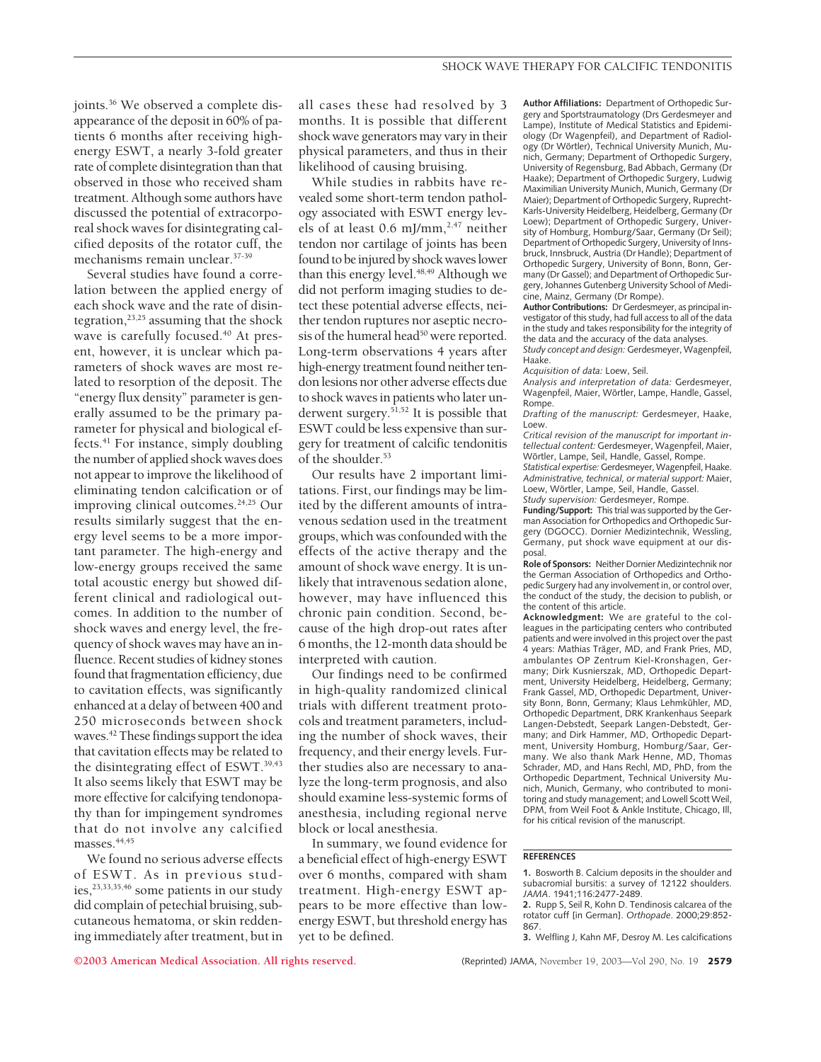joints.[36] We observed a complete disappearance of the deposit in 60% of patients 6 months after receiving high-energy ESWT, a nearly 3-fold greater rate of complete disintegration than that observed in those who received sham treatment. Although some authors have discussed the potential of extracorporeal shock waves for disintegrating calcified deposits of the rotator cuff, the mechanisms remain unclear.[37-39]

Several studies have found a correlation between the applied energy of each shock wave and the rate of disintegration,[23,25] assuming that the shock wave is carefully focused.[40] At present, however, it is unclear which parameters of shock waves are most related to resorption of the deposit. The "energy flux density" parameter is generally assumed to be the primary parameter for physical and biological effects.[41] For instance, simply doubling the number of applied shock waves does not appear to improve the likelihood of eliminating tendon calcification or of improving clinical outcomes.[24,25] Our results similarly suggest that the energy level seems to be a more important parameter. The high-energy and low-energy groups received the same total acoustic energy but showed different clinical and radiological outcomes. In addition to the number of shock waves and energy level, the frequency of shock waves may have an influence. Recent studies of kidney stones found that fragmentation efficiency, due to cavitation effects, was significantly enhanced at a delay of between 400 and 250 microseconds between shock waves.[42] These findings support the idea that cavitation effects may be related to the disintegrating effect of ESWT.[39,43] It also seems likely that ESWT may be more effective for calcifying tendonopathy than for impingement syndromes that do not involve any calcified masses.[44,45]

We found no serious adverse effects of ESWT. As in previous studies,[23,33,35,46] some patients in our study did complain of petechial bruising, subcutaneous hematoma, or skin reddening immediately after treatment, but in all cases these had resolved by 3 months. It is possible that different shock wave generators may vary in their physical parameters, and thus in their likelihood of causing bruising.

While studies in rabbits have revealed some short-term tendon pathology associated with ESWT energy levels of at least 0.6 mJ/mm,[2,47] neither tendon nor cartilage of joints has been found to be injured by shock waves lower than this energy level.[48,49] Although we did not perform imaging studies to detect these potential adverse effects, neither tendon ruptures nor aseptic necrosis of the humeral head[50] were reported. Long-term observations 4 years after high-energy treatment found neither tendon lesions nor other adverse effects due to shock waves in patients who later underwent surgery.[51,52] It is possible that ESWT could be less expensive than surgery for treatment of calcific tendonitis of the shoulder.[53]

Our results have 2 important limitations. First, our findings may be limited by the different amounts of intravenous sedation used in the treatment groups, which was confounded with the effects of the active therapy and the amount of shock wave energy. It is unlikely that intravenous sedation alone, however, may have influenced this chronic pain condition. Second, because of the high drop-out rates after 6 months, the 12-month data should be interpreted with caution.

Our findings need to be confirmed in high-quality randomized clinical trials with different treatment protocols and treatment parameters, including the number of shock waves, their frequency, and their energy levels. Further studies also are necessary to analyze the long-term prognosis, and also should examine less-systemic forms of anesthesia, including regional nerve block or local anesthesia.

In summary, we found evidence for a beneficial effect of high-energy ESWT over 6 months, compared with sham treatment. High-energy ESWT appears to be more effective than low-energy ESWT, but threshold energy has yet to be defined.

**Author Affiliations:** Department of Orthopedic Surgery and Sportstraumatology (Drs Gerdesmeyer and Lampe), Institute of Medical Statistics and Epidemiology (Dr Wagenpfeil), and Department of Radiology (Dr Wörtler), Technical University Munich, Munich, Germany; Department of Orthopedic Surgery, University of Regensburg, Bad Abbach, Germany (Dr Haake); Department of Orthopedic Surgery, Ludwig Maximilian University Munich, Munich, Germany (Dr Maier); Department of Orthopedic Surgery, Ruprecht-Karls-University Heidelberg, Heidelberg, Germany (Dr Loew); Department of Orthopedic Surgery, University of Homburg, Homburg/Saar, Germany (Dr Seil); Department of Orthopedic Surgery, University of Innsbruck, Innsbruck, Austria (Dr Handle); Department of Orthopedic Surgery, University of Bonn, Bonn, Germany (Dr Gassel); and Department of Orthopedic Surgery, Johannes Gutenberg University School of Medicine, Mainz, Germany (Dr Rompe).

**Author Contributions:** Dr Gerdesmeyer, as principal investigator of this study, had full access to all of the data in the study and takes responsibility for the integrity of the data and the accuracy of the data analyses.

*Study concept and design:* Gerdesmeyer, Wagenpfeil, Haake.

*Acquisition of data:* Loew, Seil.

*Analysis and interpretation of data:* Gerdesmeyer, Wagenpfeil, Maier, Wörtler, Lampe, Handle, Gassel, Rompe.

*Drafting of the manuscript:* Gerdesmeyer, Haake, Loew.

*Critical revision of the manuscript for important intellectual content:* Gerdesmeyer, Wagenpfeil, Maier, Wörtler, Lampe, Seil, Handle, Gassel, Rompe.

*Statistical expertise:* Gerdesmeyer, Wagenpfeil, Haake.

*Administrative, technical, or material support:* Maier, Loew, Wörtler, Lampe, Seil, Handle, Gassel.

*Study supervision:* Gerdesmeyer, Rompe.

**Funding/Support:** This trial was supported by the German Association for Orthopedics and Orthopedic Surgery (DGOCC). Dornier Medizintechnik, Wessling, Germany, put shock wave equipment at our disposal.

**Role of Sponsors:** Neither Dornier Medizintechnik nor the German Association of Orthopedics and Orthopedic Surgery had any involvement in, or control over, the conduct of the study, the decision to publish, or the content of this article.

**Acknowledgment:** We are grateful to the colleagues in the participating centers who contributed patients and were involved in this project over the past 4 years: Mathias Träger, MD, and Frank Pries, MD, ambulantes OP Zentrum Kiel-Kronshagen, Germany; Dirk Kusnierszak, MD, Orthopedic Department, University Heidelberg, Heidelberg, Germany; Frank Gassel, MD, Orthopedic Department, University Bonn, Bonn, Germany; Klaus Lehmkühler, MD, Orthopedic Department, DRK Krankenhaus Seepark Langen-Debstedt, Seepark Langen-Debstedt, Germany; and Dirk Hammer, MD, Orthopedic Department, University Homburg, Homburg/Saar, Germany. We also thank Mark Henne, MD, Thomas Schrader, MD, and Hans Rechl, MD, PhD, from the Orthopedic Department, Technical University Munich, Munich, Germany, who contributed to monitoring and study management; and Lowell Scott Weil, DPM, from Weil Foot & Ankle Institute, Chicago, Ill, for his critical revision of the manuscript.

## REFERENCES

1. Bosworth B. Calcium deposits in the shoulder and subacromial bursitis: a survey of 12122 shoulders. *JAMA*. 1941;116:2477-2489.
2. Rupp S, Seil R, Kohn D. Tendinosis calcarea of the rotator cuff [in German]. *Orthopade*. 2000;29:852-867.
3. Welfling J, Kahn MF, Desroy M. Les calcifications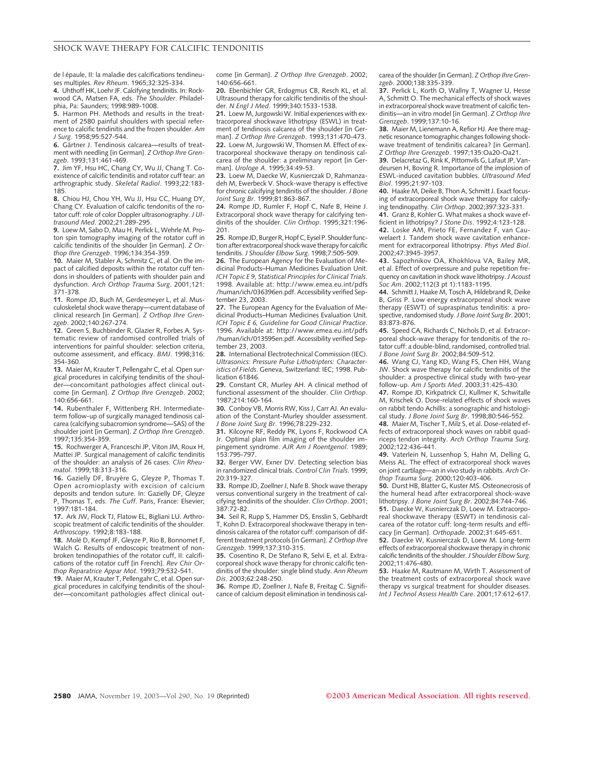de l épaule, II: la maladie des calcifications tendineuses multiples. *Rev Rheum*. 1965;32:325-334.

**4.** Uhthoff HK, Loehr JF. Calcifying tendinitis. In: Rockwood CA, Matsen FA, eds. *The Shoulder*. Philadelphia, Pa: Saunders; 1998:989-1008.

**5.** Harmon PH. Methods and results in the treatment of 2580 painful shoulders with special reference to calcific tendinitis and the frozen shoulder. *Am J Surg*. 1958;95:527-544.

**6.** Gärtner J. Tendinosis calcarea—results of treatment with needling [in German]. *Z Orthop Ihre Grenzgeb*. 1993;131:461-469.

**7.** Jim YF, Hsu HC, Chang CY, Wu JJ, Chang T. Coexistence of calcific tendinitis and rotator cuff tear: an arthrographic study. *Skeletal Radiol*. 1993;22:183-185.

**8.** Chiou HJ, Chou YH, Wu JJ, Hsu CC, Huang DY, Chang CY. Evaluation of calcific tendonitis of the rotator cuff: role of color Doppler ultrasonography. *J Ultrasound Med*. 2002;21:289-295.

**9.** Loew M, Sabo D, Mau H, Perlick L, Wehrle M. Proton spin tomography imaging of the rotator cuff in calcific tendinitis of the shoulder [in German]. *Z Orthop Ihre Grenzgeb*. 1996;134:354-359.

**10.** Maier M, Stabler A, Schmitz C, et al. On the impact of calcified deposits within the rotator cuff tendons in shoulders of patients with shoulder pain and dysfunction. *Arch Orthop Trauma Surg*. 2001;121:371-378.

**11.** Rompe JD, Buch M, Gerdesmeyer L, et al. Musculoskeletal shock wave therapy—current database of clinical research [in German]. *Z Orthop Ihre Grenzgeb*. 2002;140:267-274.

**12.** Green S, Buchbinder R, Glazier R, Forbes A. Systematic review of randomised controlled trials of interventions for painful shoulder: selection criteria, outcome assessment, and efficacy. *BMJ*. 1998;316:354-360.

**13.** Maier M, Krauter T, Pellengahr C, et al. Open surgical procedures in calcifying tendinitis of the shoulder—concomitant pathologies affect clinical outcome [in German]. *Z Orthop Ihre Grenzgeb*. 2002;140:656-661.

**14.** Rubenthaler F, Wittenberg RH. Intermediate-term follow-up of surgically managed tendinosis calcarea (calcifying subacromion syndrome—SAS) of the shoulder joint [in German]. *Z Orthop Ihre Grenzgeb*. 1997;135:354-359.

**15.** Rochwerger A, Franceschi JP, Viton JM, Roux H, Mattei JP. Surgical management of calcific tendinitis of the shoulder: an analysis of 26 cases. *Clin Rheumatol*. 1999;18:313-316.

**16.** Gazielly DF, Bruyère G, Gleyze P, Thomas T. Open acromioplasty with excision of calcium deposits and tendon suture. In: Gazielly DF, Gleyze P, Thomas T, eds. *The Cuff*. Paris, France: Elsevier; 1997:181-184.

**17.** Ark JW, Flock TJ, Flatow EL, Bigliani LU. Arthroscopic treatment of calcific tendinitis of the shoulder. *Arthroscopy*. 1992;8:183-188.

**18.** Molé D, Kempf JF, Gleyze P, Rio B, Bonnomet F, Walch G. Results of endoscopic treatment of non-broken tendinopathies of the rotator cuff, II: calcifications of the rotator cuff [in French]. *Rev Chir Orthop Reparatrice Appar Mot*. 1993;79:532-541.

**19.** Maier M, Krauter T, Pellengahr C, et al. Open surgical procedures in calcifying tendinitis of the shoulder—concomitant pathologies affect clinical outcome [in German]. *Z Orthop Ihre Grenzgeb*. 2002;140:656-661.

**20.** Ebenbichler GR, Erdogmus CB, Resch KL, et al. Ultrasound therapy for calcific tendinitis of the shoulder. *N Engl J Med*. 1999;340:1533-1538.

**21.** Loew M, Jurgowski W. Initial experiences with extracorporeal shockwave lithotripsy (ESWL) in treatment of tendinosis calcarea of the shoulder [in German]. *Z Orthop Ihre Grenzgeb*. 1993;131:470-473.

**22.** Loew M, Jurgowski W, Thomsen M. Effect of extracorporeal shockwave therapy on tendinosis calcarea of the shoulder: a preliminary report [in German]. *Urologe A*. 1995;34:49-53.

**23.** Loew M, Daecke W, Kusnierczak D, Rahmanzadeh M, Ewerbeck V. Shock-wave therapy is effective for chronic calcifying tendinitis of the shoulder. *J Bone Joint Surg Br*. 1999;81:863-867.

**24.** Rompe JD, Rumler F, Hopf C, Nafe B, Heine J. Extracorporal shock wave therapy for calcifying tendinitis of the shoulder. *Clin Orthop*. 1995;321:196-201.

**25.** Rompe JD, Burger R, Hopf C, Eysel P. Shoulder function after extracorporeal shock wave therapy for calcific tendinitis. *J Shoulder Elbow Surg*. 1998;7:505-509.

**26.** The European Agency for the Evaluation of Medicinal Products–Human Medicines Evaluation Unit. *ICH Topic E 9, Statistical Principles for Clinical Trials*. 1998. Available at: http://www.emea.eu.int/pdfs/human/ich/036396en.pdf. Accessibility verified September 23, 2003.

**27.** The European Agency for the Evaluation of Medicinal Products–Human Medicines Evaluation Unit. *ICH Topic E 6, Guideline for Good Clinical Practice*. 1996. Available at: http://www.emea.eu.int/pdfs/human/ich/013595en.pdf. Accessibility verified September 23, 2003.

**28.** International Electrotechnical Commission (IEC). *Ultrasonics: Pressure Pulse Lithotripters: Characteristics of Fields*. Geneva, Switzerland: IEC; 1998. Publication 61846.

**29.** Constant CR, Murley AH. A clinical method of functional assessment of the shoulder. *Clin Orthop*. 1987;214:160-164.

**30.** Conboy VB, Morris RW, Kiss J, Carr AJ. An evaluation of the Constant-Murley shoulder assessment. *J Bone Joint Surg Br*. 1996;78:229-232.

**31.** Kilcoyne RF, Reddy PK, Lyons F, Rockwood CA Jr. Optimal plain film imaging of the shoulder impingement syndrome. *AJR Am J Roentgenol*. 1989;153:795-797.

**32.** Berger VW, Exner DV. Detecting selection bias in randomized clinical trials. *Control Clin Trials*. 1999;20:319-327.

**33.** Rompe JD, Zoellner J, Nafe B. Shock wave therapy versus conventional surgery in the treatment of calcifying tendinitis of the shoulder. *Clin Orthop*. 2001;387:72-82.

**34.** Seil R, Rupp S, Hammer DS, Ensslin S, Gebhardt T, Kohn D. Extracorporeal shockwave therapy in tendinosis calcarea of the rotator cuff: comparison of different treatment protocols [in German]. *Z Orthop Ihre Grenzgeb*. 1999;137:310-315.

**35.** Cosentino R, De Stefano R, Selvi E, et al. Extracorporeal shock wave therapy for chronic calcific tendinitis of the shoulder: single blind study. *Ann Rheum Dis*. 2003;62:248-250.

**36.** Rompe JD, Zoellner J, Nafe B, Freitag C. Significance of calcium deposit elimination in tendinosis calcarea of the shoulder [in German]. *Z Orthop Ihre Grenzgeb*. 2000;138:335-339.

**37.** Perlick L, Korth O, Wallny T, Wagner U, Hesse A, Schmitt O. The mechanical effects of shock waves in extracorporeal shock wave treatment of calcific tendinitis—an in vitro model [in German]. *Z Orthop Ihre Grenzgeb*. 1999;137:10-16.

**38.** Maier M, Lienemann A, Refior HJ. Are there magnetic resonance tomographic changes following shockwave treatment of tendinitis calcarea? [in German]. *Z Orthop Ihre Grenzgeb*. 1997;135:Oa20-Oa21.

**39.** Delacretaz G, Rink K, Pittomvils G, Lafaut JP, Vandeursen H, Boving R. Importance of the implosion of ESWL-induced cavitation bubbles. *Ultrasound Med Biol*. 1995;21:97-103.

**40.** Haake M, Deike B, Thon A, Schmitt J. Exact focusing of extracorporeal shock wave therapy for calcifying tendinopathy. *Clin Orthop*. 2002;397:323-331.

**41.** Granz B, Kohler G. What makes a shock wave efficient in lithotripsy? *J Stone Dis*. 1992;4:123-128.

**42.** Loske AM, Prieto FE, Fernandez F, van Cauwelaert J. Tandem shock wave cavitation enhancement for extracorporeal lithotripsy. *Phys Med Biol*. 2002;47:3945-3957.

**43.** Sapozhnikov OA, Khokhlova VA, Bailey MR, et al. Effect of overpressure and pulse repetition frequency on cavitation in shock wave lithotripsy. *J Acoust Soc Am*. 2002;112(3 pt 1):1183-1195.

**44.** Schmitt J, Haake M, Tosch A, Hildebrand R, Deike B, Griss P. Low energy extracorporeal shock wave therapy (ESWT) of supraspinatus tendinitis: a prospective, randomised study. *J Bone Joint Surg Br*. 2001;83:873-876.

**45.** Speed CA, Richards C, Nichols D, et al. Extracorporeal shock-wave therapy for tendonitis of the rotator cuff: a double-blind, randomised, controlled trial. *J Bone Joint Surg Br*. 2002;84:509-512.

**46.** Wang CJ, Yang KD, Wang FS, Chen HH, Wang JW. Shock wave therapy for calcific tendinitis of the shoulder: a prospective clinical study with two-year follow-up. *Am J Sports Med*. 2003;31:425-430.

**47.** Rompe JD, Kirkpatrick CJ, Kullmer K, Schwitalle M, Krischek O. Dose-related effects of shock waves on rabbit tendo Achillis: a sonographic and histological study. *J Bone Joint Surg Br*. 1998;80:546-552.

**48.** Maier M, Tischer T, Milz S, et al. Dose-related effects of extracorporeal shock waves on rabbit quadriceps tendon integrity. *Arch Orthop Trauma Surg*. 2002;122:436-441.

**49.** Vaterlein N, Lussenhop S, Hahn M, Delling G, Meiss AL. The effect of extracorporeal shock waves on joint cartilage—an in vivo study in rabbits. *Arch Orthop Trauma Surg*. 2000;120:403-406.

**50.** Durst HB, Blatter G, Kuster MS. Osteonecrosis of the humeral head after extracorporeal shock-wave lithotripsy. *J Bone Joint Surg Br*. 2002;84:744-746.

**51.** Daecke W, Kusnierczak D, Loew M. Extracorporeal shockwave therapy (ESWT) in tendinosis calcarea of the rotator cuff: long-term results and efficacy [in German]. *Orthopade*. 2002;31:645-651.

**52.** Daecke W, Kusnierczak D, Loew M. Long-term effects of extracorporeal shockwave therapy in chronic calcific tendinitis of the shoulder. *J Shoulder Elbow Surg*. 2002;11:476-480.

**53.** Haake M, Rautmann M, Wirth T. Assessment of the treatment costs of extracorporeal shock wave therapy vs surgical treatment for shoulder diseases. *Int J Technol Assess Health Care*. 2001;17:612-617.